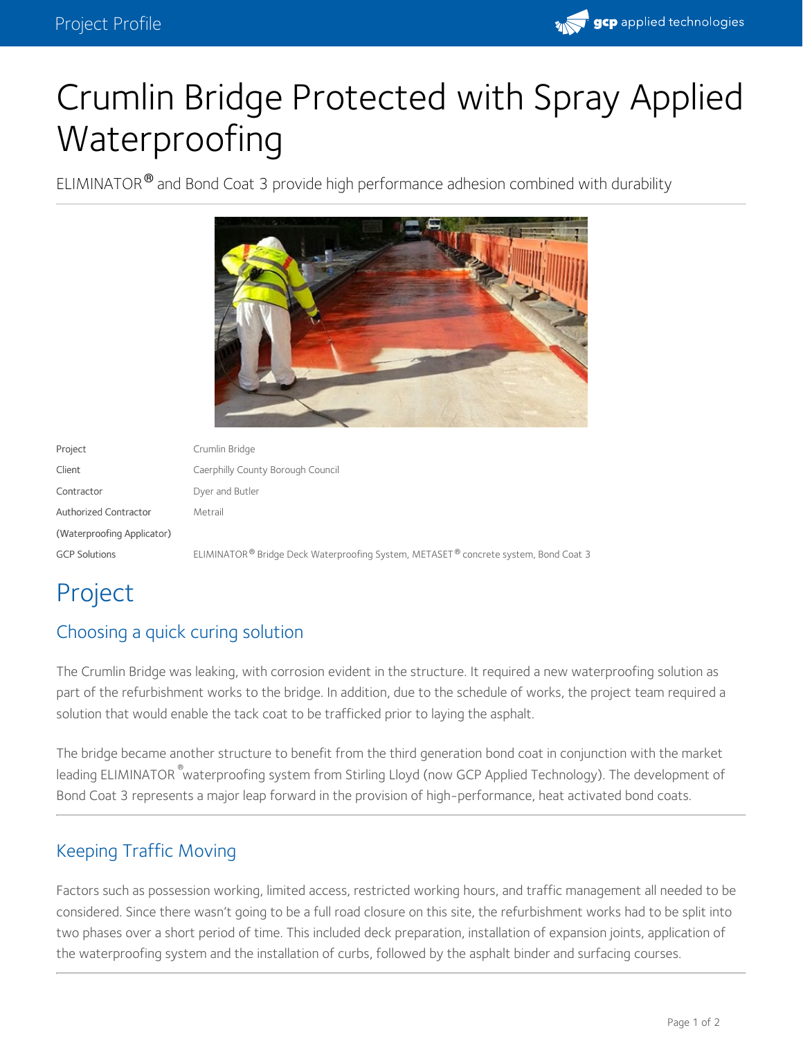# Crumlin Bridge Protected with Spray Applied Waterproofing

ELIMINATOR® and Bond Coat 3 provide high performance adhesion combined with durability

| | |
|---|---|
| Project | Crumlin Bridge |
| Client | Caerphilly County Borough Council |
| Contractor | Dyer and Butler |
| Authorized Contractor (Waterproofing Applicator) | Metrail |
| GCP Solutions | ELIMINATOR® Bridge Deck Waterproofing System, METASET® concrete system, Bond Coat 3 |

## Project

### Choosing a quick curing solution

The Crumlin Bridge was leaking, with corrosion evident in the structure. It required a new waterproofing solution as part of the refurbishment works to the bridge. In addition, due to the schedule of works, the project team required a solution that would enable the tack coat to be trafficked prior to laying the asphalt.

The bridge became another structure to benefit from the third generation bond coat in conjunction with the market leading ELIMINATOR® waterproofing system from Stirling Lloyd (now GCP Applied Technology). The development of Bond Coat 3 represents a major leap forward in the provision of high-performance, heat activated bond coats.

### Keeping Traffic Moving

Factors such as possession working, limited access, restricted working hours, and traffic management all needed to be considered. Since there wasn't going to be a full road closure on this site, the refurbishment works had to be split into two phases over a short period of time. This included deck preparation, installation of expansion joints, application of the waterproofing system and the installation of curbs, followed by the asphalt binder and surfacing courses.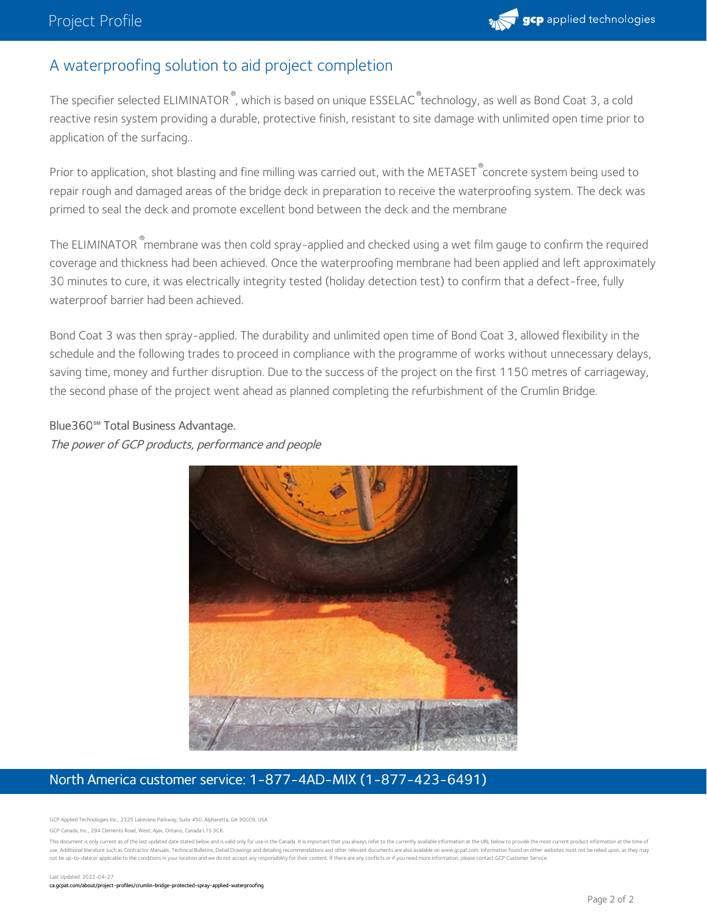## A waterproofing solution to aid project completion

The specifier selected ELIMINATOR®, which is based on unique ESSELAC® technology, as well as Bond Coat 3, a cold reactive resin system providing a durable, protective finish, resistant to site damage with unlimited open time prior to application of the surfacing..

Prior to application, shot blasting and fine milling was carried out, with the METASET® concrete system being used to repair rough and damaged areas of the bridge deck in preparation to receive the waterproofing system. The deck was primed to seal the deck and promote excellent bond between the deck and the membrane

The ELIMINATOR® membrane was then cold spray-applied and checked using a wet film gauge to confirm the required coverage and thickness had been achieved. Once the waterproofing membrane had been applied and left approximately 30 minutes to cure, it was electrically integrity tested (holiday detection test) to confirm that a defect-free, fully waterproof barrier had been achieved.

Bond Coat 3 was then spray-applied. The durability and unlimited open time of Bond Coat 3, allowed flexibility in the schedule and the following trades to proceed in compliance with the programme of works without unnecessary delays, saving time, money and further disruption. Due to the success of the project on the first 1150 metres of carriageway, the second phase of the project went ahead as planned completing the refurbishment of the Crumlin Bridge.

Blue360℠ Total Business Advantage.
*The power of GCP products, performance and people*

## North America customer service: 1-877-4AD-MIX (1-877-423-6491)

GCP Applied Technologies Inc., 2325 Lakeview Parkway, Suite 450, Alpharetta, GA 30009, USA

GCP Canada, Inc., 294 Clements Road, West, Ajax, Ontario, Canada L1S 3C6.

This document is only current as of the last updated date stated below and is valid only for use in the Canada. It is important that you always refer to the currently available information at the URL below to provide the most current product information at the time of use. Additional literature such as Contractor Manuals, Technical Bulletins, Detail Drawings and detailing recommendations and other relevant documents are also available on www.gcpat.com. Information found on other websites must not be relied upon, as they may not be up-to-date or applicable to the conditions in your location and we do not accept any responsibility for their content. If there are any conflicts or if you need more information, please contact GCP Customer Service.

Last Updated: 2022-04-27
ca.gcpat.com/about/project-profiles/crumlin-bridge-protected-spray-applied-waterproofing